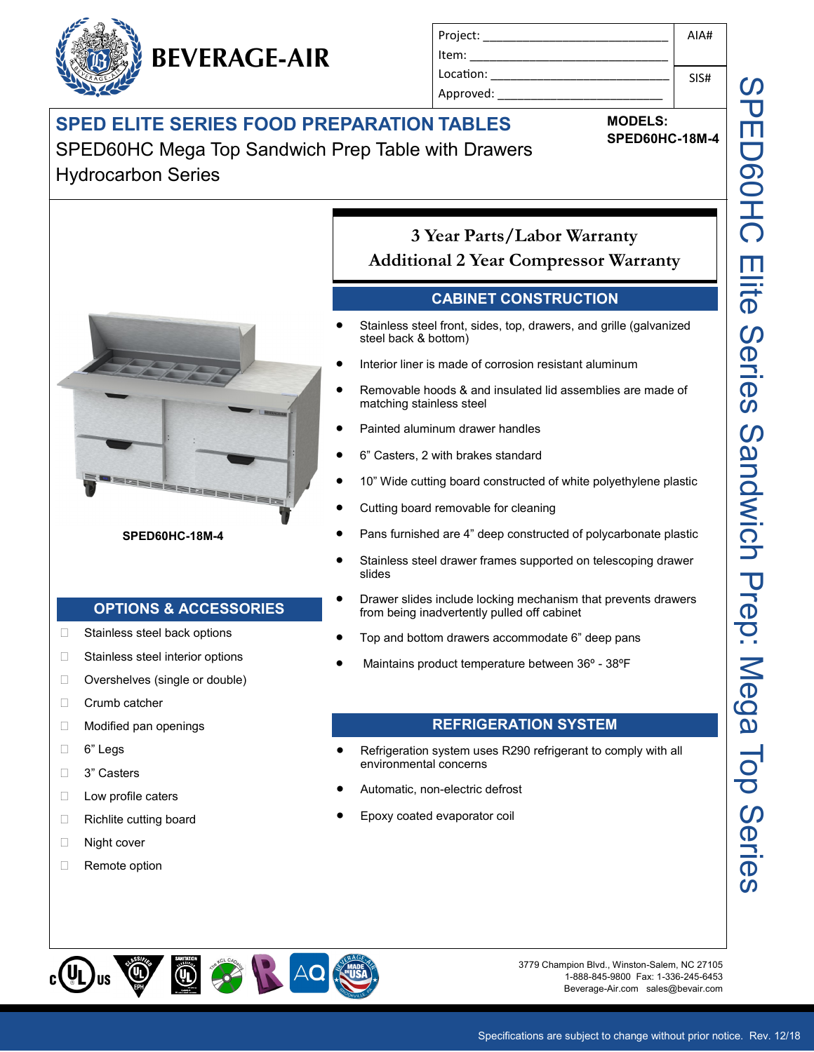# BEVERAGE-AIR

| Project: | AIA# |
|---|---|
| Item: | |
| Location: | SIS# |
| Approved: | |

## SPED ELITE SERIES FOOD PREPARATION TABLES

SPED60HC Mega Top Sandwich Prep Table with Drawers
Hydrocarbon Series

**MODELS:**
**SPED60HC-18M-4**

**SPED60HC-18M-4**

### 3 Year Parts/Labor Warranty
### Additional 2 Year Compressor Warranty

## CABINET CONSTRUCTION

- Stainless steel front, sides, top, drawers, and grille (galvanized steel back & bottom)
- Interior liner is made of corrosion resistant aluminum
- Removable hoods & and insulated lid assemblies are made of matching stainless steel
- Painted aluminum drawer handles
- 6" Casters, 2 with brakes standard
- 10" Wide cutting board constructed of white polyethylene plastic
- Cutting board removable for cleaning
- Pans furnished are 4" deep constructed of polycarbonate plastic
- Stainless steel drawer frames supported on telescoping drawer slides
- Drawer slides include locking mechanism that prevents drawers from being inadvertently pulled off cabinet
- Top and bottom drawers accommodate 6" deep pans
- Maintains product temperature between 36º - 38ºF

## OPTIONS & ACCESSORIES

- ☐ Stainless steel back options
- ☐ Stainless steel interior options
- ☐ Overshelves (single or double)
- ☐ Crumb catcher
- ☐ Modified pan openings
- ☐ 6" Legs
- ☐ 3" Casters
- ☐ Low profile caters
- ☐ Richlite cutting board
- ☐ Night cover
- ☐ Remote option

## REFRIGERATION SYSTEM

- Refrigeration system uses R290 refrigerant to comply with all environmental concerns
- Automatic, non-electric defrost
- Epoxy coated evaporator coil

SPED60HC Elite Series Sandwich Prep: Mega Top Series

3779 Champion Blvd., Winston-Salem, NC 27105
1-888-845-9800 Fax: 1-336-245-6453
Beverage-Air.com sales@bevair.com

Specifications are subject to change without prior notice. Rev. 12/18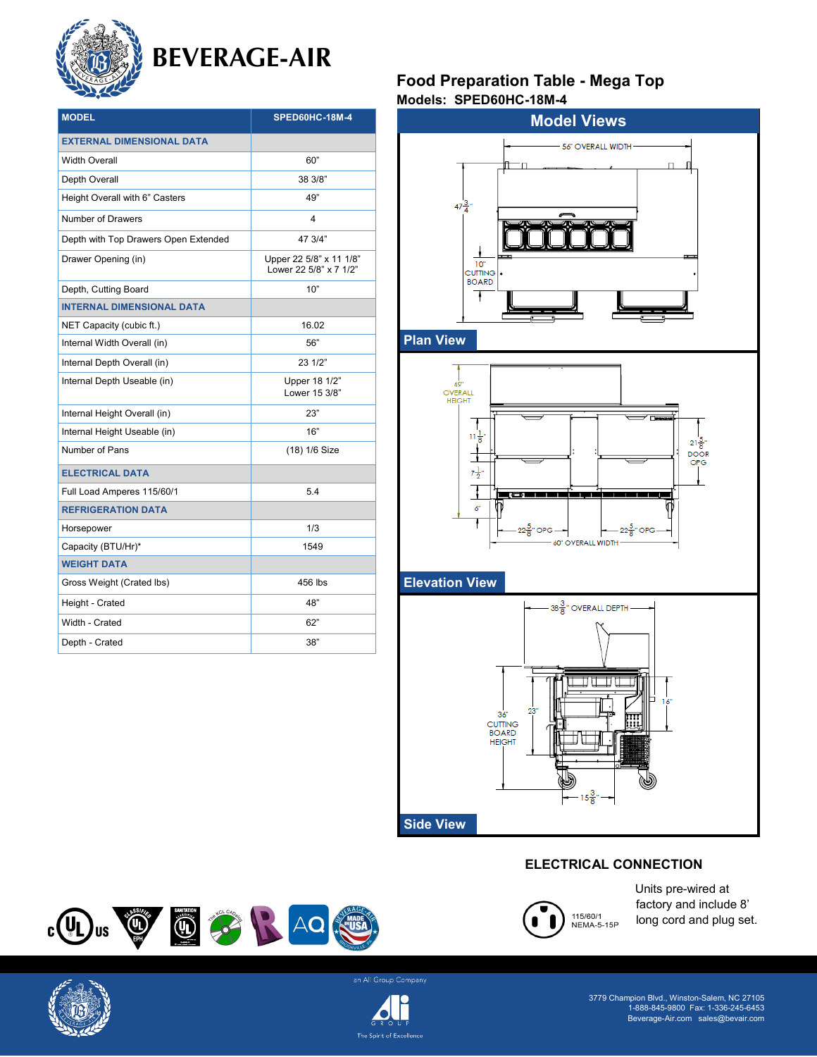# BEVERAGE-AIR

## Food Preparation Table - Mega Top

**Models: SPED60HC-18M-4**

| MODEL | SPED60HC-18M-4 |
|---|---|
| **EXTERNAL DIMENSIONAL DATA** | |
| Width Overall | 60” |
| Depth Overall | 38 3/8” |
| Height Overall with 6” Casters | 49” |
| Number of Drawers | 4 |
| Depth with Top Drawers Open Extended | 47 3/4” |
| Drawer Opening (in) | Upper 22 5/8” x 11 1/8” Lower 22 5/8” x 7 1/2” |
| Depth, Cutting Board | 10” |
| **INTERNAL DIMENSIONAL DATA** | |
| NET Capacity (cubic ft.) | 16.02 |
| Internal Width Overall (in) | 56” |
| Internal Depth Overall (in) | 23 1/2” |
| Internal Depth Useable (in) | Upper 18 1/2” Lower 15 3/8” |
| Internal Height Overall (in) | 23” |
| Internal Height Useable (in) | 16” |
| Number of Pans | (18) 1/6 Size |
| **ELECTRICAL DATA** | |
| Full Load Amperes 115/60/1 | 5.4 |
| **REFRIGERATION DATA** | |
| Horsepower | 1/3 |
| Capacity (BTU/Hr)* | 1549 |
| **WEIGHT DATA** | |
| Gross Weight (Crated lbs) | 456 lbs |
| Height - Crated | 48” |
| Width - Crated | 62” |
| Depth - Crated | 38” |

## Model Views

56" OVERALL WIDTH

47 3/4"

10" CUTTING BOARD

**Plan View**

49" OVERALL HEIGHT

11 1/8"

7 1/2"

6"

21 5/8" DOOR OPG

22 5/8" OPG

22 5/8" OPG

60" OVERALL WIDTH

**Elevation View**

38 3/8" OVERALL DEPTH

36" CUTTING BOARD HEIGHT

23"

16"

15 3/8"

**Side View**

## ELECTRICAL CONNECTION

115/60/1
NEMA-5-15P

Units pre-wired at factory and include 8’ long cord and plug set.

an Ali Group Company

The Spirit of Excellence

3779 Champion Blvd., Winston-Salem, NC 27105
1-888-845-9800 Fax: 1-336-245-6453
Beverage-Air.com sales@bevair.com